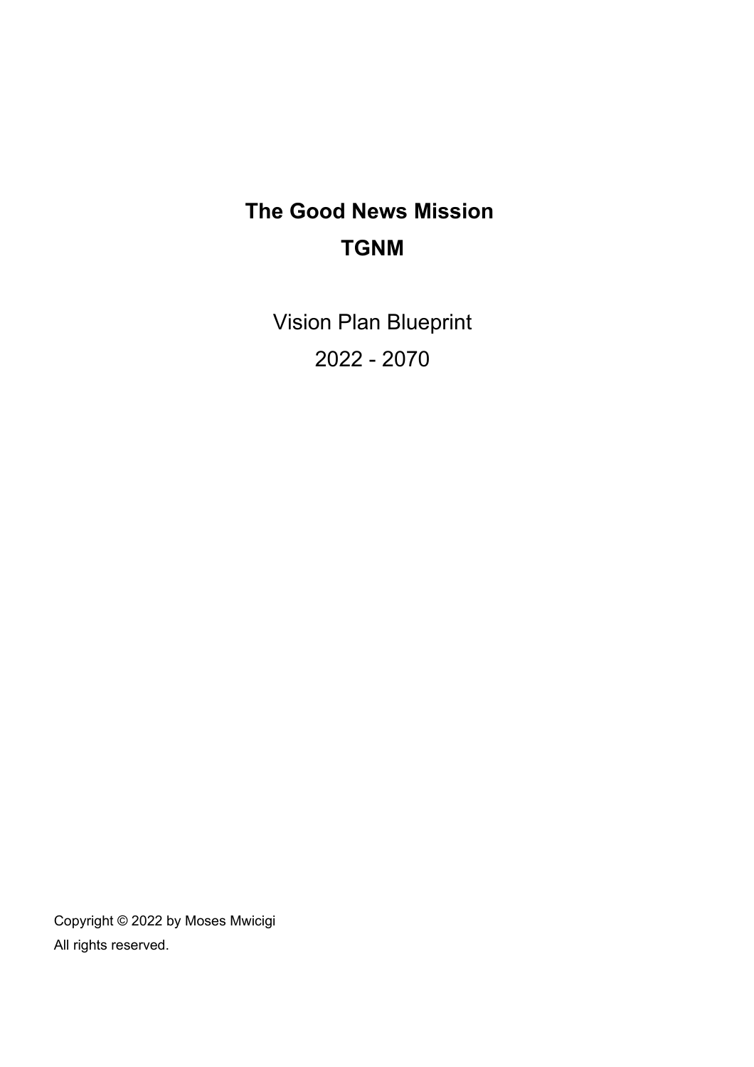# The Good News Mission

# TGNM

Vision Plan Blueprint

2022 - 2070

Copyright © 2022 by Moses Mwicigi

All rights reserved.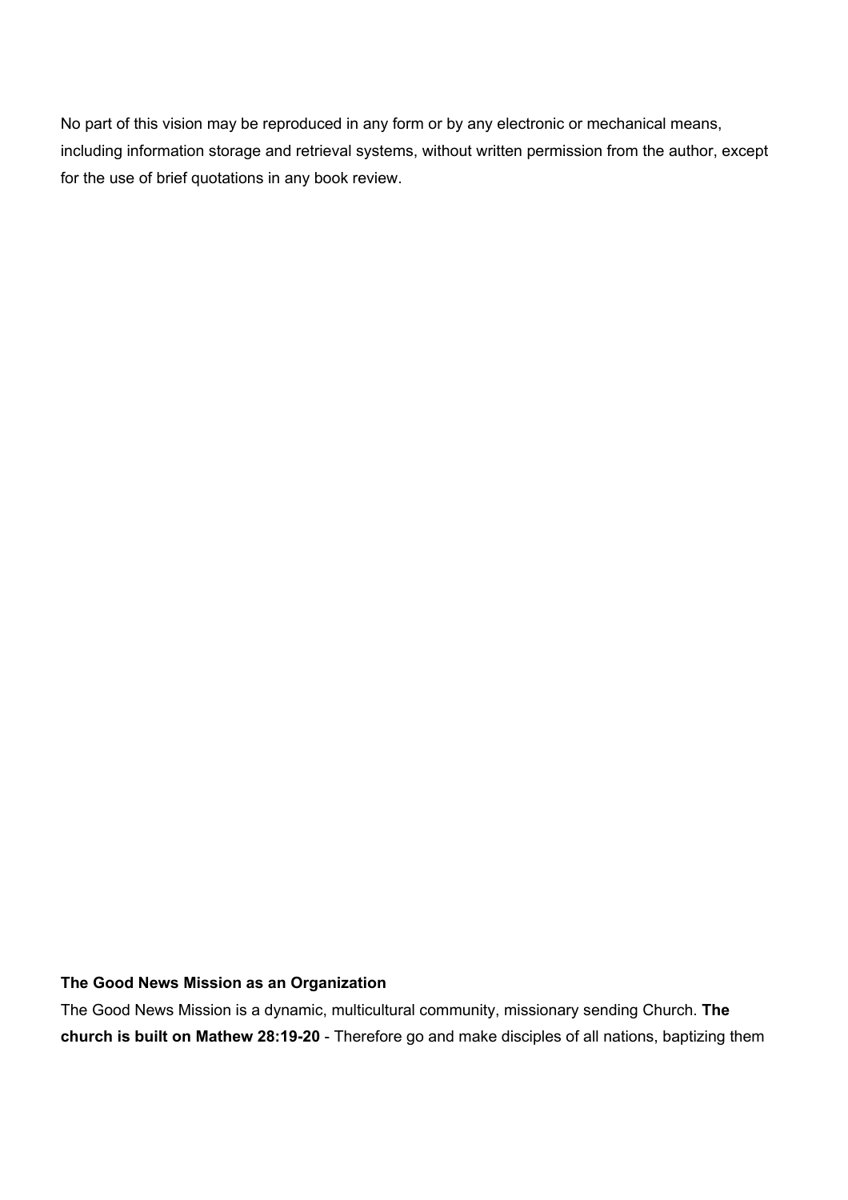No part of this vision may be reproduced in any form or by any electronic or mechanical means, including information storage and retrieval systems, without written permission from the author, except for the use of brief quotations in any book review.

**The Good News Mission as an Organization**

The Good News Mission is a dynamic, multicultural community, missionary sending Church. **The church is built on Mathew 28:19-20** - Therefore go and make disciples of all nations, baptizing them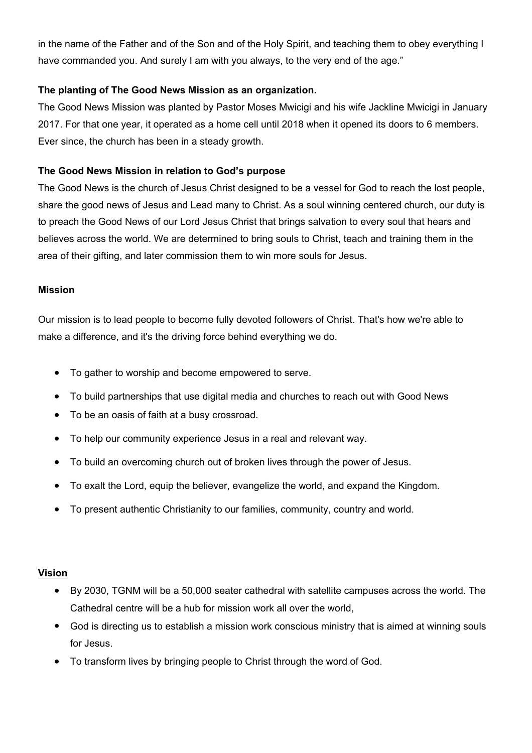in the name of the Father and of the Son and of the Holy Spirit, and teaching them to obey everything I have commanded you. And surely I am with you always, to the very end of the age."

**The planting of The Good News Mission as an organization.**

The Good News Mission was planted by Pastor Moses Mwicigi and his wife Jackline Mwicigi in January 2017. For that one year, it operated as a home cell until 2018 when it opened its doors to 6 members. Ever since, the church has been in a steady growth.

**The Good News Mission in relation to God's purpose**

The Good News is the church of Jesus Christ designed to be a vessel for God to reach the lost people, share the good news of Jesus and Lead many to Christ. As a soul winning centered church, our duty is to preach the Good News of our Lord Jesus Christ that brings salvation to every soul that hears and believes across the world. We are determined to bring souls to Christ, teach and training them in the area of their gifting, and later commission them to win more souls for Jesus.

**Mission**

Our mission is to lead people to become fully devoted followers of Christ. That's how we're able to make a difference, and it's the driving force behind everything we do.

- To gather to worship and become empowered to serve.
- To build partnerships that use digital media and churches to reach out with Good News
- To be an oasis of faith at a busy crossroad.
- To help our community experience Jesus in a real and relevant way.
- To build an overcoming church out of broken lives through the power of Jesus.
- To exalt the Lord, equip the believer, evangelize the world, and expand the Kingdom.
- To present authentic Christianity to our families, community, country and world.

**Vision**

- By 2030, TGNM will be a 50,000 seater cathedral with satellite campuses across the world. The Cathedral centre will be a hub for mission work all over the world,
- God is directing us to establish a mission work conscious ministry that is aimed at winning souls for Jesus.
- To transform lives by bringing people to Christ through the word of God.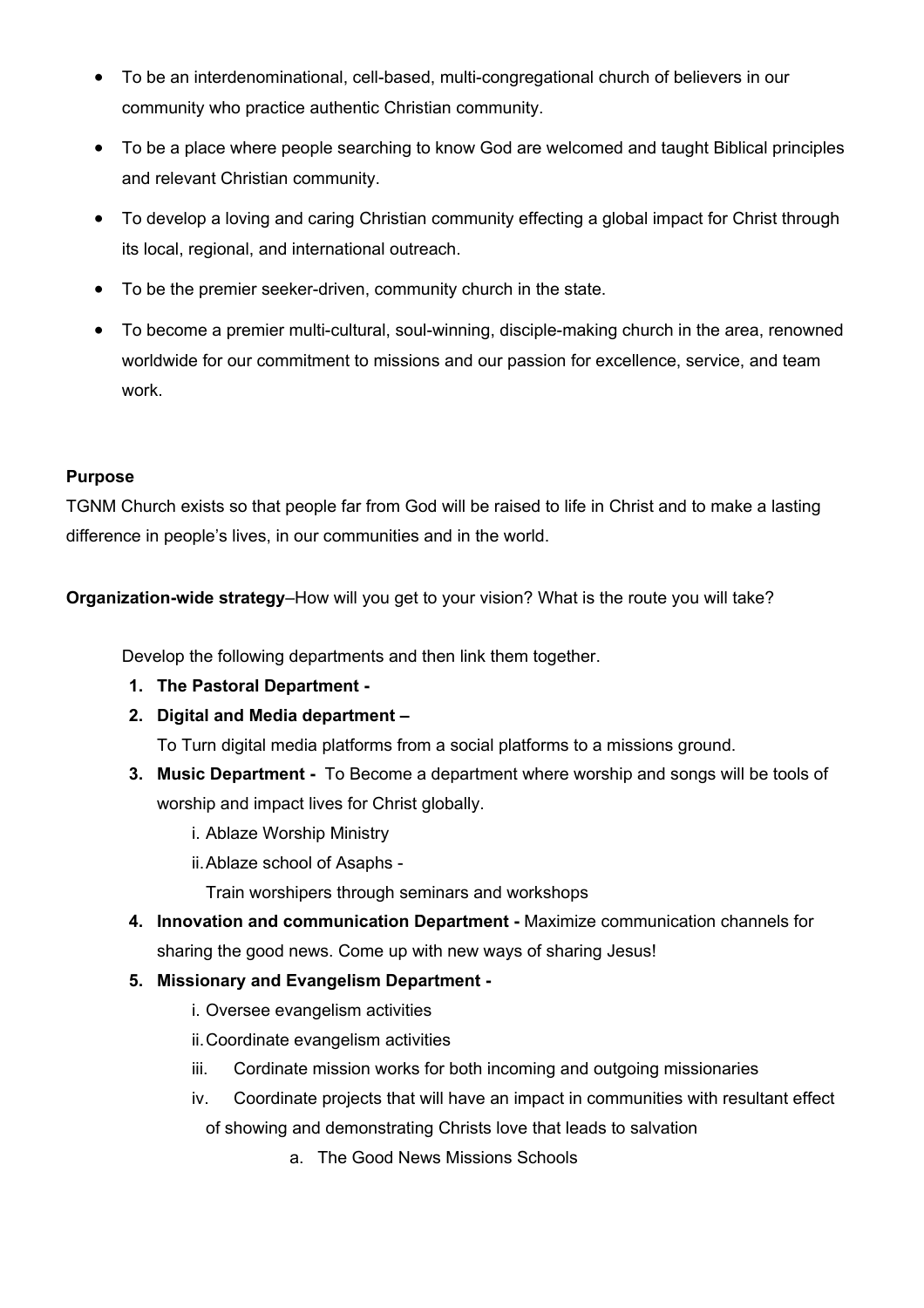- To be an interdenominational, cell-based, multi-congregational church of believers in our community who practice authentic Christian community.
- To be a place where people searching to know God are welcomed and taught Biblical principles and relevant Christian community.
- To develop a loving and caring Christian community effecting a global impact for Christ through its local, regional, and international outreach.
- To be the premier seeker-driven, community church in the state.
- To become a premier multi-cultural, soul-winning, disciple-making church in the area, renowned worldwide for our commitment to missions and our passion for excellence, service, and team work.

**Purpose**

TGNM Church exists so that people far from God will be raised to life in Christ and to make a lasting difference in people's lives, in our communities and in the world.

**Organization-wide strategy**–How will you get to your vision? What is the route you will take?

Develop the following departments and then link them together.

1. **The Pastoral Department -**
2. **Digital and Media department –**
   To Turn digital media platforms from a social platforms to a missions ground.
3. **Music Department -** To Become a department where worship and songs will be tools of worship and impact lives for Christ globally.
   i. Ablaze Worship Ministry
   ii. Ablaze school of Asaphs -
      Train worshipers through seminars and workshops
4. **Innovation and communication Department -** Maximize communication channels for sharing the good news. Come up with new ways of sharing Jesus!
5. **Missionary and Evangelism Department -**
   i. Oversee evangelism activities
   ii. Coordinate evangelism activities
   iii. Cordinate mission works for both incoming and outgoing missionaries
   iv. Coordinate projects that will have an impact in communities with resultant effect of showing and demonstrating Christs love that leads to salvation
      a. The Good News Missions Schools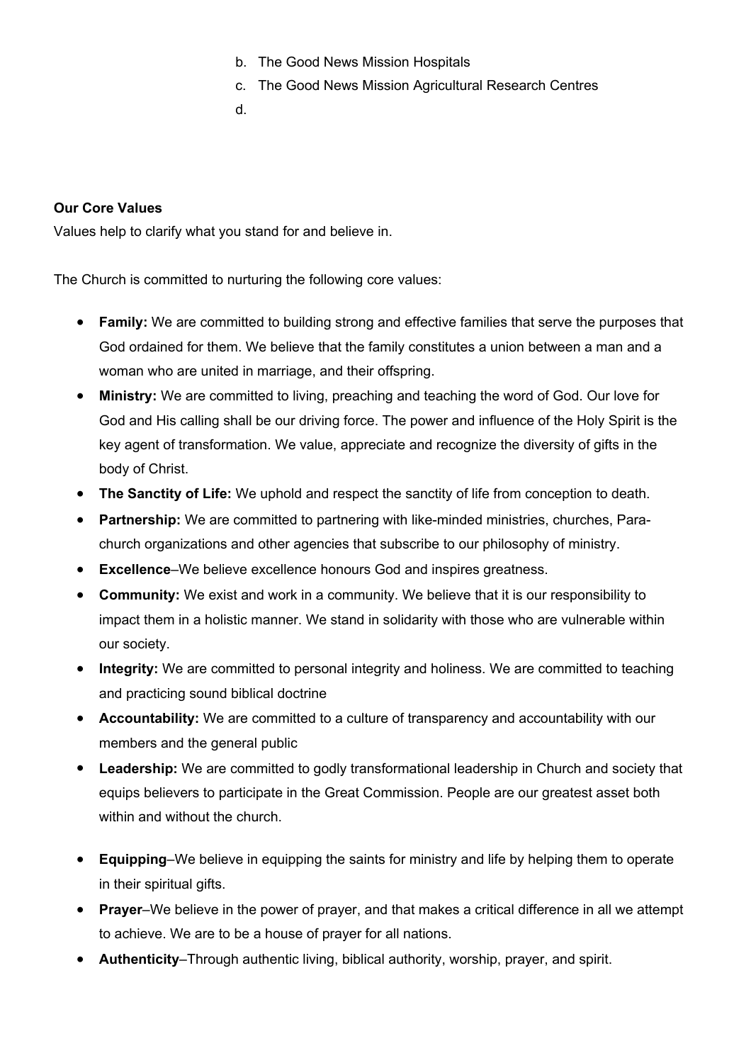b. The Good News Mission Hospitals
c. The Good News Mission Agricultural Research Centres
d.

**Our Core Values**

Values help to clarify what you stand for and believe in.

The Church is committed to nurturing the following core values:

- **Family:** We are committed to building strong and effective families that serve the purposes that God ordained for them. We believe that the family constitutes a union between a man and a woman who are united in marriage, and their offspring.
- **Ministry:** We are committed to living, preaching and teaching the word of God. Our love for God and His calling shall be our driving force. The power and influence of the Holy Spirit is the key agent of transformation. We value, appreciate and recognize the diversity of gifts in the body of Christ.
- **The Sanctity of Life:** We uphold and respect the sanctity of life from conception to death.
- **Partnership:** We are committed to partnering with like-minded ministries, churches, Para-church organizations and other agencies that subscribe to our philosophy of ministry.
- **Excellence**–We believe excellence honours God and inspires greatness.
- **Community:** We exist and work in a community. We believe that it is our responsibility to impact them in a holistic manner. We stand in solidarity with those who are vulnerable within our society.
- **Integrity:** We are committed to personal integrity and holiness. We are committed to teaching and practicing sound biblical doctrine
- **Accountability:** We are committed to a culture of transparency and accountability with our members and the general public
- **Leadership:** We are committed to godly transformational leadership in Church and society that equips believers to participate in the Great Commission. People are our greatest asset both within and without the church.
- **Equipping**–We believe in equipping the saints for ministry and life by helping them to operate in their spiritual gifts.
- **Prayer**–We believe in the power of prayer, and that makes a critical difference in all we attempt to achieve. We are to be a house of prayer for all nations.
- **Authenticity**–Through authentic living, biblical authority, worship, prayer, and spirit.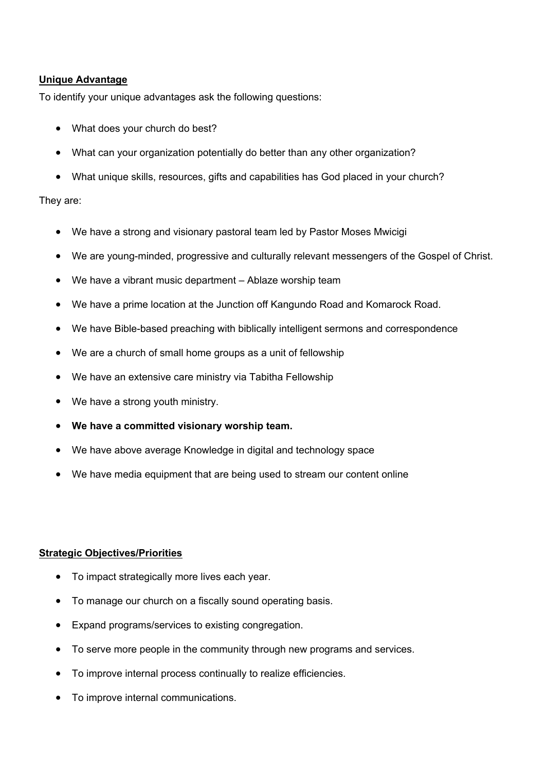**<u>Unique Advantage</u>**

To identify your unique advantages ask the following questions:

- What does your church do best?
- What can your organization potentially do better than any other organization?
- What unique skills, resources, gifts and capabilities has God placed in your church?

They are:

- We have a strong and visionary pastoral team led by Pastor Moses Mwicigi
- We are young-minded, progressive and culturally relevant messengers of the Gospel of Christ.
- We have a vibrant music department – Ablaze worship team
- We have a prime location at the Junction off Kangundo Road and Komarock Road.
- We have Bible-based preaching with biblically intelligent sermons and correspondence
- We are a church of small home groups as a unit of fellowship
- We have an extensive care ministry via Tabitha Fellowship
- We have a strong youth ministry.
- **We have a committed visionary worship team.**
- We have above average Knowledge in digital and technology space
- We have media equipment that are being used to stream our content online

**<u>Strategic Objectives/Priorities</u>**

- To impact strategically more lives each year.
- To manage our church on a fiscally sound operating basis.
- Expand programs/services to existing congregation.
- To serve more people in the community through new programs and services.
- To improve internal process continually to realize efficiencies.
- To improve internal communications.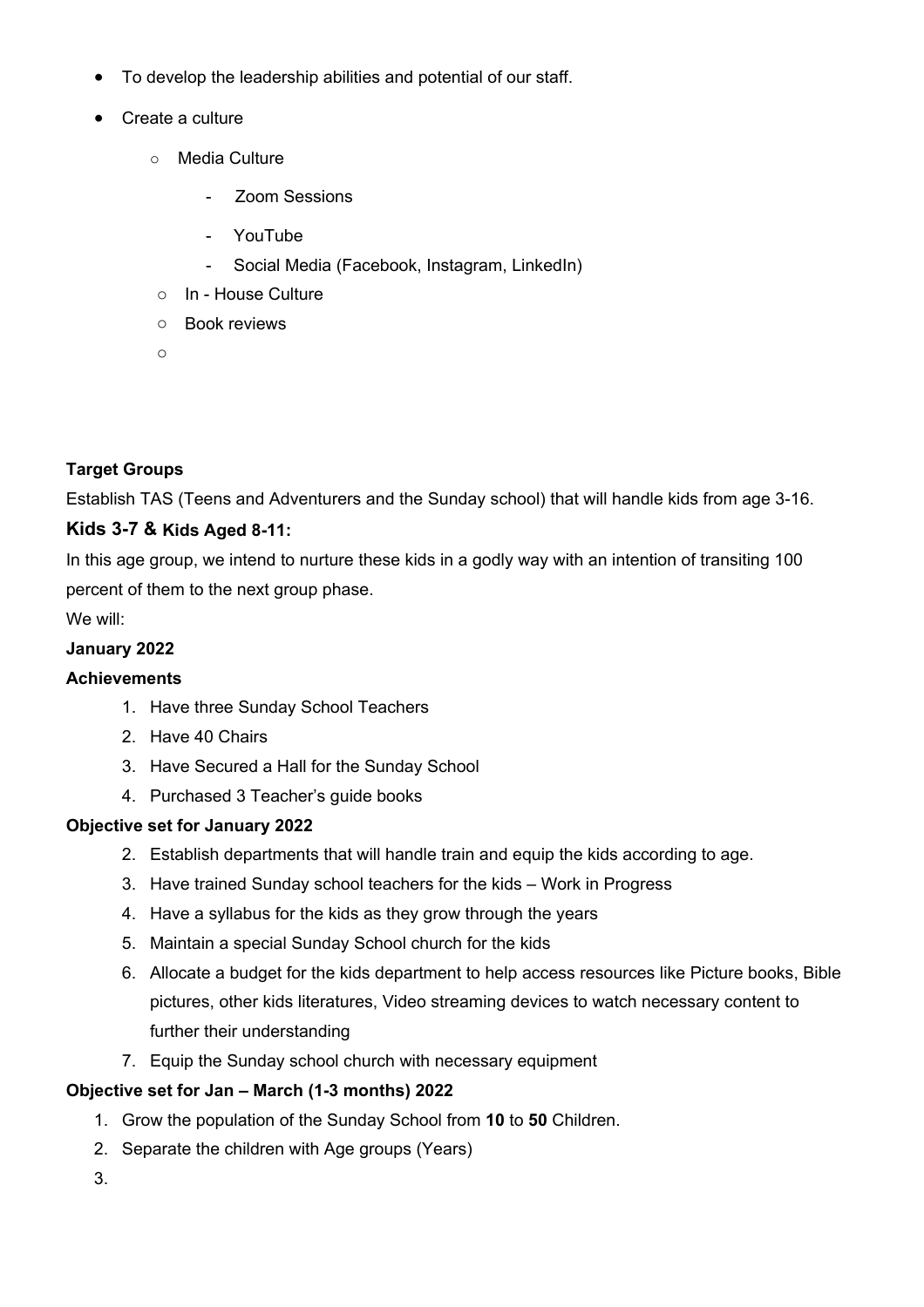- To develop the leadership abilities and potential of our staff.
- Create a culture
    - Media Culture
        - Zoom Sessions
        - YouTube
        - Social Media (Facebook, Instagram, LinkedIn)
    - In - House Culture
    - Book reviews
    -

**Target Groups**

Establish TAS (Teens and Adventurers and the Sunday school) that will handle kids from age 3-16.

### Kids 3-7 & Kids Aged 8-11:

In this age group, we intend to nurture these kids in a godly way with an intention of transiting 100 percent of them to the next group phase.

We will:

**January 2022**

**Achievements**

1. Have three Sunday School Teachers
2. Have 40 Chairs
3. Have Secured a Hall for the Sunday School
4. Purchased 3 Teacher's guide books

**Objective set for January 2022**

2. Establish departments that will handle train and equip the kids according to age.
3. Have trained Sunday school teachers for the kids – Work in Progress
4. Have a syllabus for the kids as they grow through the years
5. Maintain a special Sunday School church for the kids
6. Allocate a budget for the kids department to help access resources like Picture books, Bible pictures, other kids literatures, Video streaming devices to watch necessary content to further their understanding
7. Equip the Sunday school church with necessary equipment

**Objective set for Jan – March (1-3 months) 2022**

1. Grow the population of the Sunday School from **10** to **50** Children.
2. Separate the children with Age groups (Years)
3.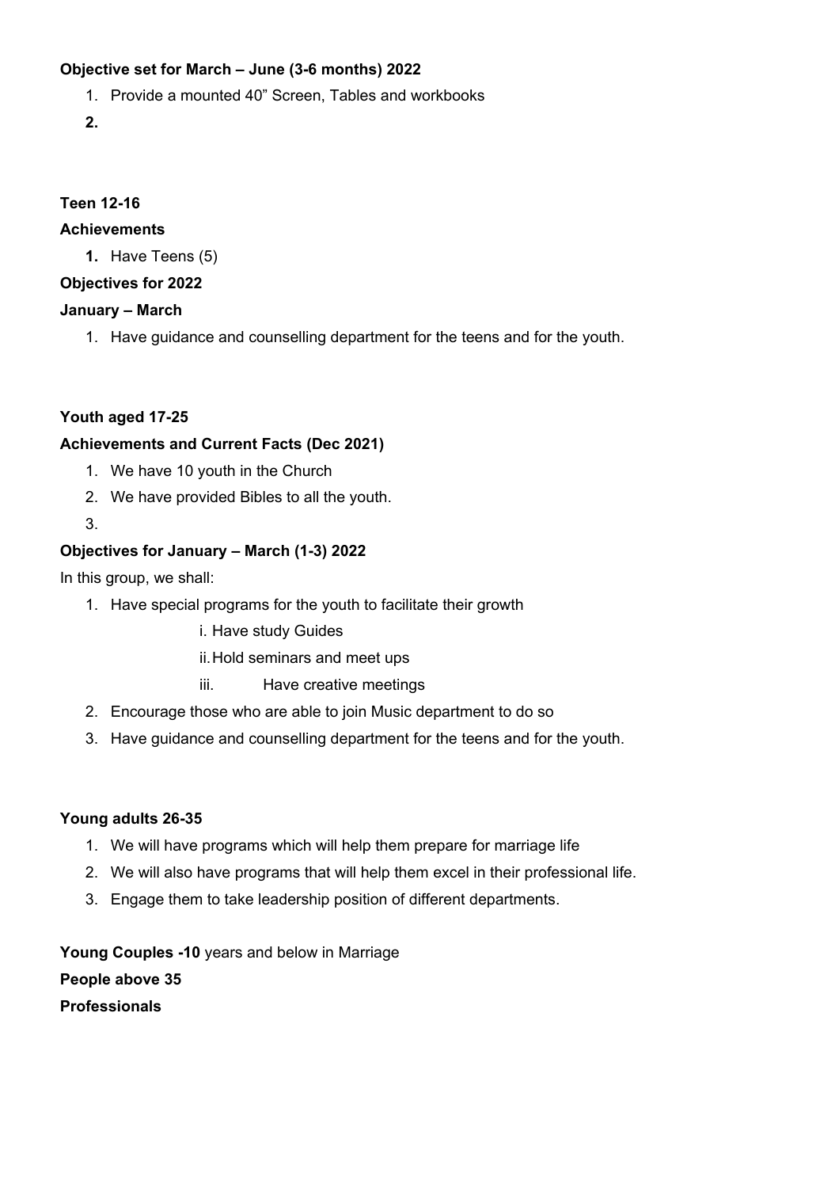**Objective set for March – June (3-6 months) 2022**

1. Provide a mounted 40" Screen, Tables and workbooks
2. 

**Teen 12-16**

**Achievements**

1. Have Teens (5)

**Objectives for 2022**

**January – March**

1. Have guidance and counselling department for the teens and for the youth.

**Youth aged 17-25**

**Achievements and Current Facts (Dec 2021)**

1. We have 10 youth in the Church
2. We have provided Bibles to all the youth.
3. 

**Objectives for January – March (1-3) 2022**

In this group, we shall:

1. Have special programs for the youth to facilitate their growth
   - i. Have study Guides
   - ii. Hold seminars and meet ups
   - iii. Have creative meetings
2. Encourage those who are able to join Music department to do so
3. Have guidance and counselling department for the teens and for the youth.

**Young adults 26-35**

1. We will have programs which will help them prepare for marriage life
2. We will also have programs that will help them excel in their professional life.
3. Engage them to take leadership position of different departments.

**Young Couples -10** years and below in Marriage

**People above 35**

**Professionals**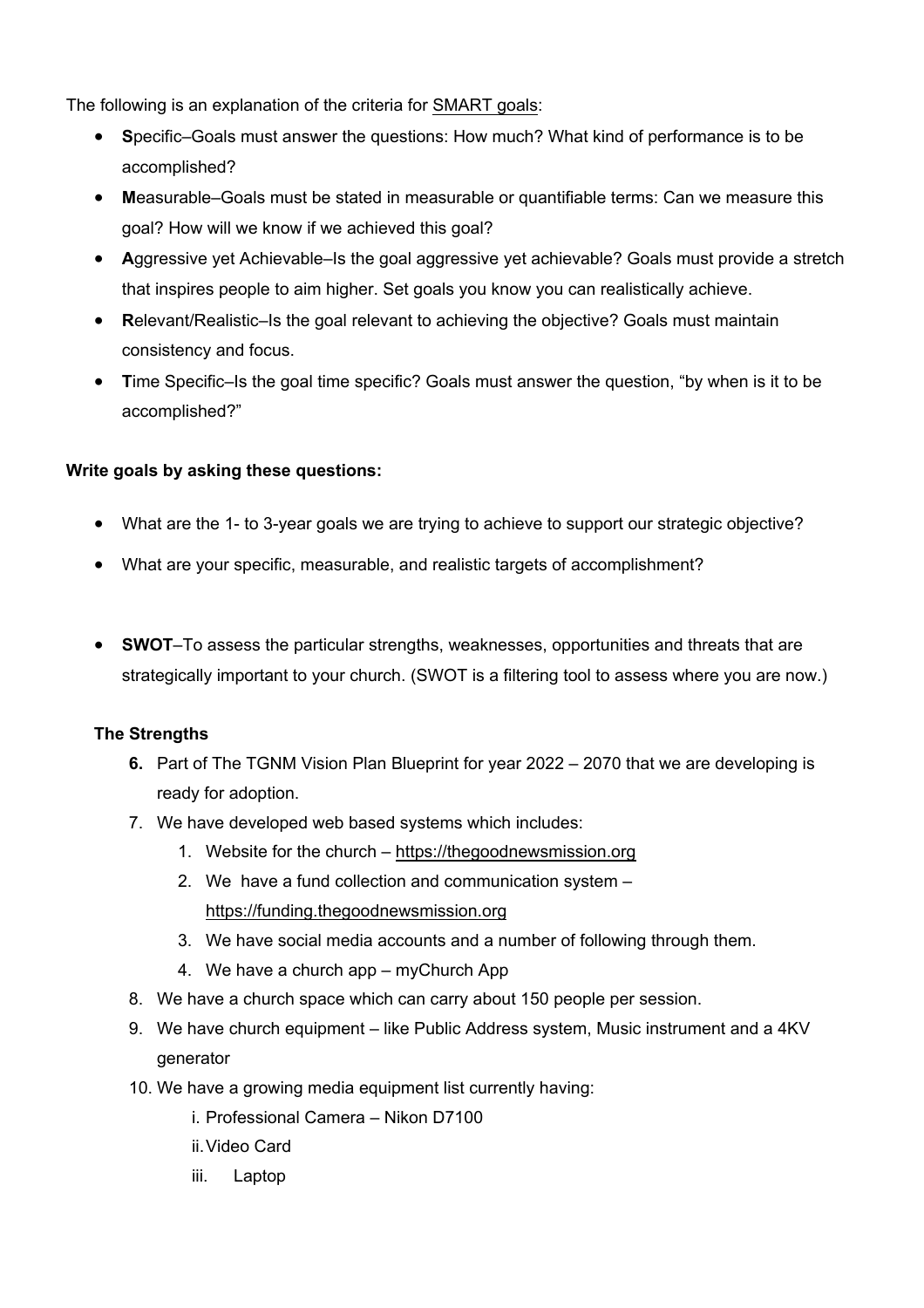The following is an explanation of the criteria for SMART goals:

- **S**pecific–Goals must answer the questions: How much? What kind of performance is to be accomplished?
- **M**easurable–Goals must be stated in measurable or quantifiable terms: Can we measure this goal? How will we know if we achieved this goal?
- **A**ggressive yet Achievable–Is the goal aggressive yet achievable? Goals must provide a stretch that inspires people to aim higher. Set goals you know you can realistically achieve.
- **R**elevant/Realistic–Is the goal relevant to achieving the objective? Goals must maintain consistency and focus.
- **T**ime Specific–Is the goal time specific? Goals must answer the question, "by when is it to be accomplished?"

**Write goals by asking these questions:**

- What are the 1- to 3-year goals we are trying to achieve to support our strategic objective?
- What are your specific, measurable, and realistic targets of accomplishment?

- **SWOT**–To assess the particular strengths, weaknesses, opportunities and threats that are strategically important to your church. (SWOT is a filtering tool to assess where you are now.)

**The Strengths**

6. Part of The TGNM Vision Plan Blueprint for year 2022 – 2070 that we are developing is ready for adoption.
7. We have developed web based systems which includes:
   1. Website for the church – https://thegoodnewsmission.org
   2. We have a fund collection and communication system – https://funding.thegoodnewsmission.org
   3. We have social media accounts and a number of following through them.
   4. We have a church app – myChurch App
8. We have a church space which can carry about 150 people per session.
9. We have church equipment – like Public Address system, Music instrument and a 4KV generator
10. We have a growing media equipment list currently having:
    i. Professional Camera – Nikon D7100
    ii. Video Card
    iii. Laptop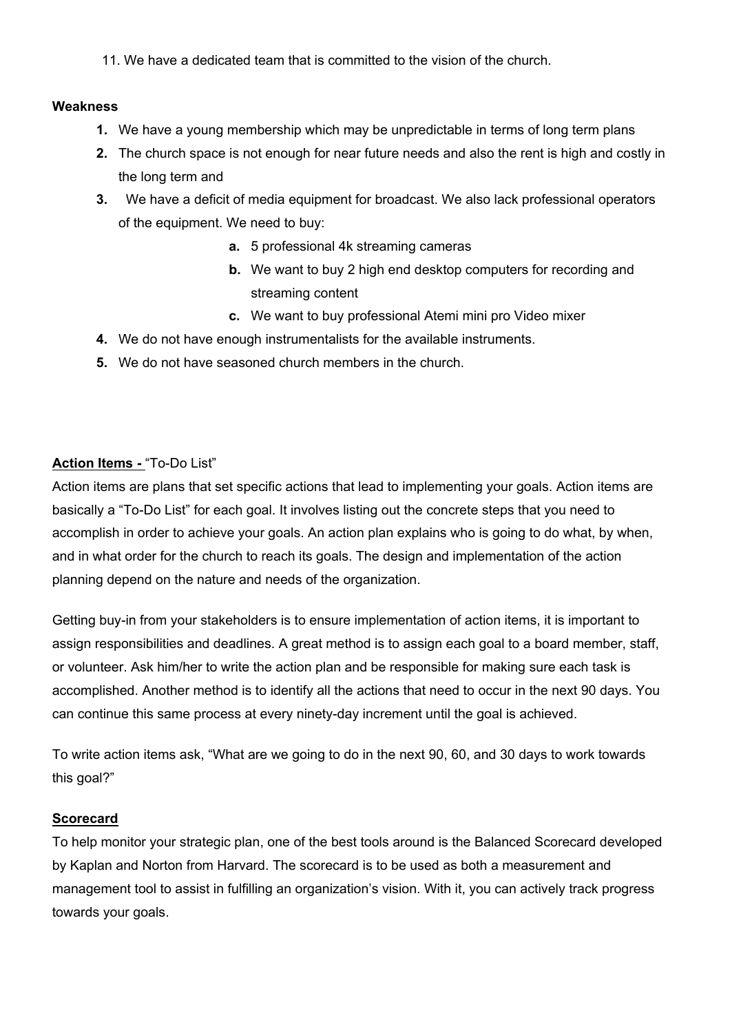11. We have a dedicated team that is committed to the vision of the church.

**Weakness**

1. We have a young membership which may be unpredictable in terms of long term plans
2. The church space is not enough for near future needs and also the rent is high and costly in the long term and
3. We have a deficit of media equipment for broadcast. We also lack professional operators of the equipment. We need to buy:
   a. 5 professional 4k streaming cameras
   b. We want to buy 2 high end desktop computers for recording and streaming content
   c. We want to buy professional Atemi mini pro Video mixer
4. We do not have enough instrumentalists for the available instruments.
5. We do not have seasoned church members in the church.

**Action Items -** "To-Do List"

Action items are plans that set specific actions that lead to implementing your goals. Action items are basically a "To-Do List" for each goal. It involves listing out the concrete steps that you need to accomplish in order to achieve your goals. An action plan explains who is going to do what, by when, and in what order for the church to reach its goals. The design and implementation of the action planning depend on the nature and needs of the organization.

Getting buy-in from your stakeholders is to ensure implementation of action items, it is important to assign responsibilities and deadlines. A great method is to assign each goal to a board member, staff, or volunteer. Ask him/her to write the action plan and be responsible for making sure each task is accomplished. Another method is to identify all the actions that need to occur in the next 90 days. You can continue this same process at every ninety-day increment until the goal is achieved.

To write action items ask, "What are we going to do in the next 90, 60, and 30 days to work towards this goal?"

**Scorecard**

To help monitor your strategic plan, one of the best tools around is the Balanced Scorecard developed by Kaplan and Norton from Harvard. The scorecard is to be used as both a measurement and management tool to assist in fulfilling an organization's vision. With it, you can actively track progress towards your goals.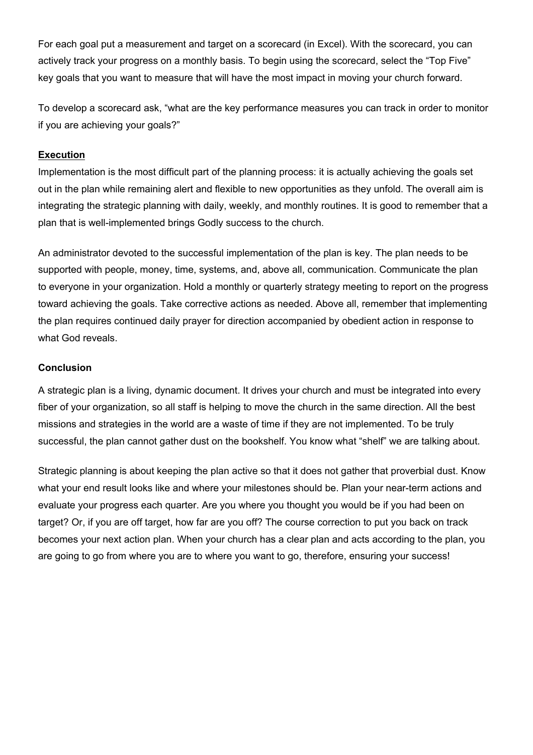For each goal put a measurement and target on a scorecard (in Excel). With the scorecard, you can actively track your progress on a monthly basis. To begin using the scorecard, select the “Top Five” key goals that you want to measure that will have the most impact in moving your church forward.

To develop a scorecard ask, “what are the key performance measures you can track in order to monitor if you are achieving your goals?”

**Execution**

Implementation is the most difficult part of the planning process: it is actually achieving the goals set out in the plan while remaining alert and flexible to new opportunities as they unfold. The overall aim is integrating the strategic planning with daily, weekly, and monthly routines. It is good to remember that a plan that is well-implemented brings Godly success to the church.

An administrator devoted to the successful implementation of the plan is key. The plan needs to be supported with people, money, time, systems, and, above all, communication. Communicate the plan to everyone in your organization. Hold a monthly or quarterly strategy meeting to report on the progress toward achieving the goals. Take corrective actions as needed. Above all, remember that implementing the plan requires continued daily prayer for direction accompanied by obedient action in response to what God reveals.

**Conclusion**

A strategic plan is a living, dynamic document. It drives your church and must be integrated into every fiber of your organization, so all staff is helping to move the church in the same direction. All the best missions and strategies in the world are a waste of time if they are not implemented. To be truly successful, the plan cannot gather dust on the bookshelf. You know what “shelf” we are talking about.

Strategic planning is about keeping the plan active so that it does not gather that proverbial dust. Know what your end result looks like and where your milestones should be. Plan your near-term actions and evaluate your progress each quarter. Are you where you thought you would be if you had been on target? Or, if you are off target, how far are you off? The course correction to put you back on track becomes your next action plan. When your church has a clear plan and acts according to the plan, you are going to go from where you are to where you want to go, therefore, ensuring your success!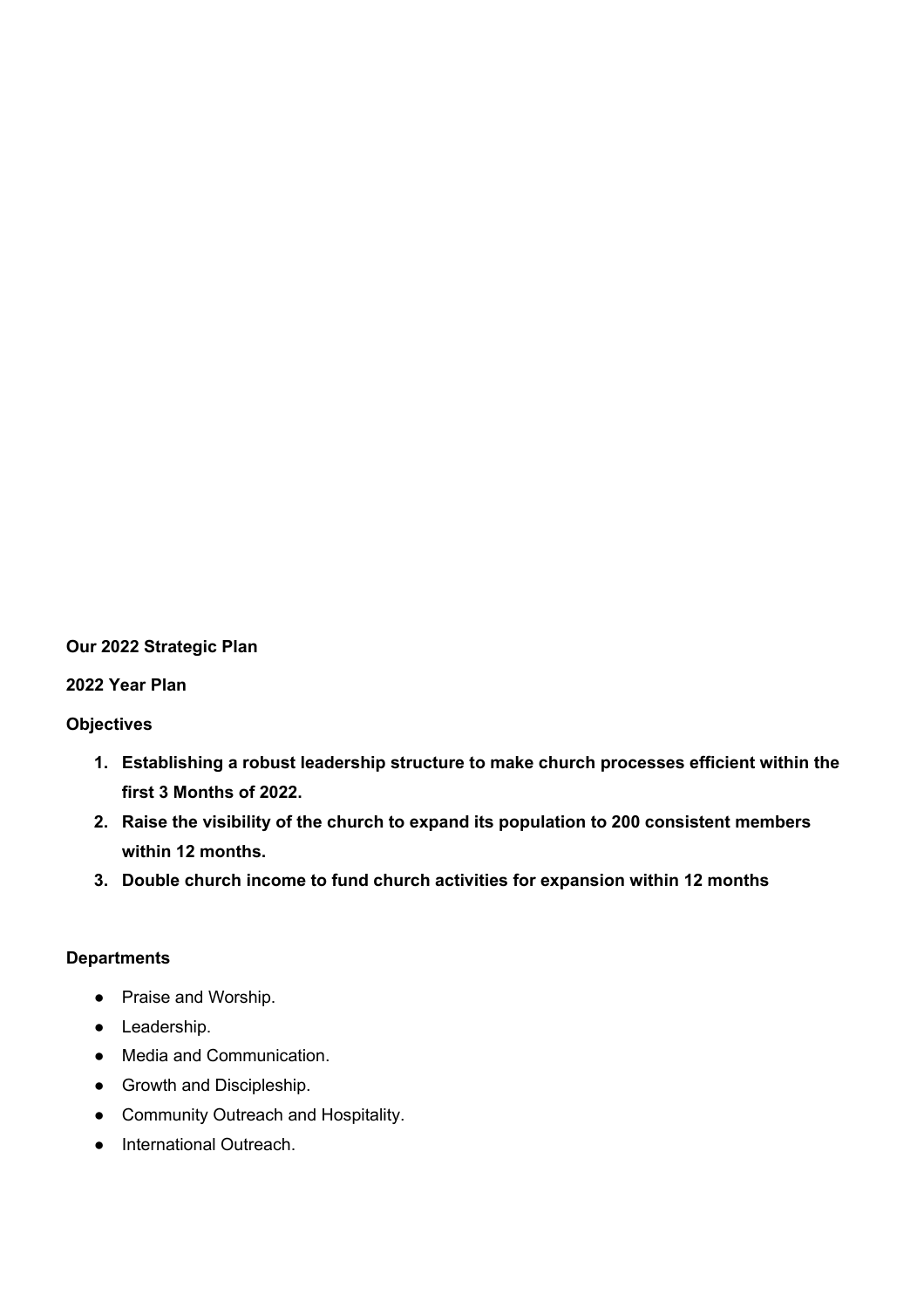**Our 2022 Strategic Plan**

**2022 Year Plan**

**Objectives**

1. **Establishing a robust leadership structure to make church processes efficient within the first 3 Months of 2022.**
2. **Raise the visibility of the church to expand its population to 200 consistent members within 12 months.**
3. **Double church income to fund church activities for expansion within 12 months**

**Departments**

- Praise and Worship.
- Leadership.
- Media and Communication.
- Growth and Discipleship.
- Community Outreach and Hospitality.
- International Outreach.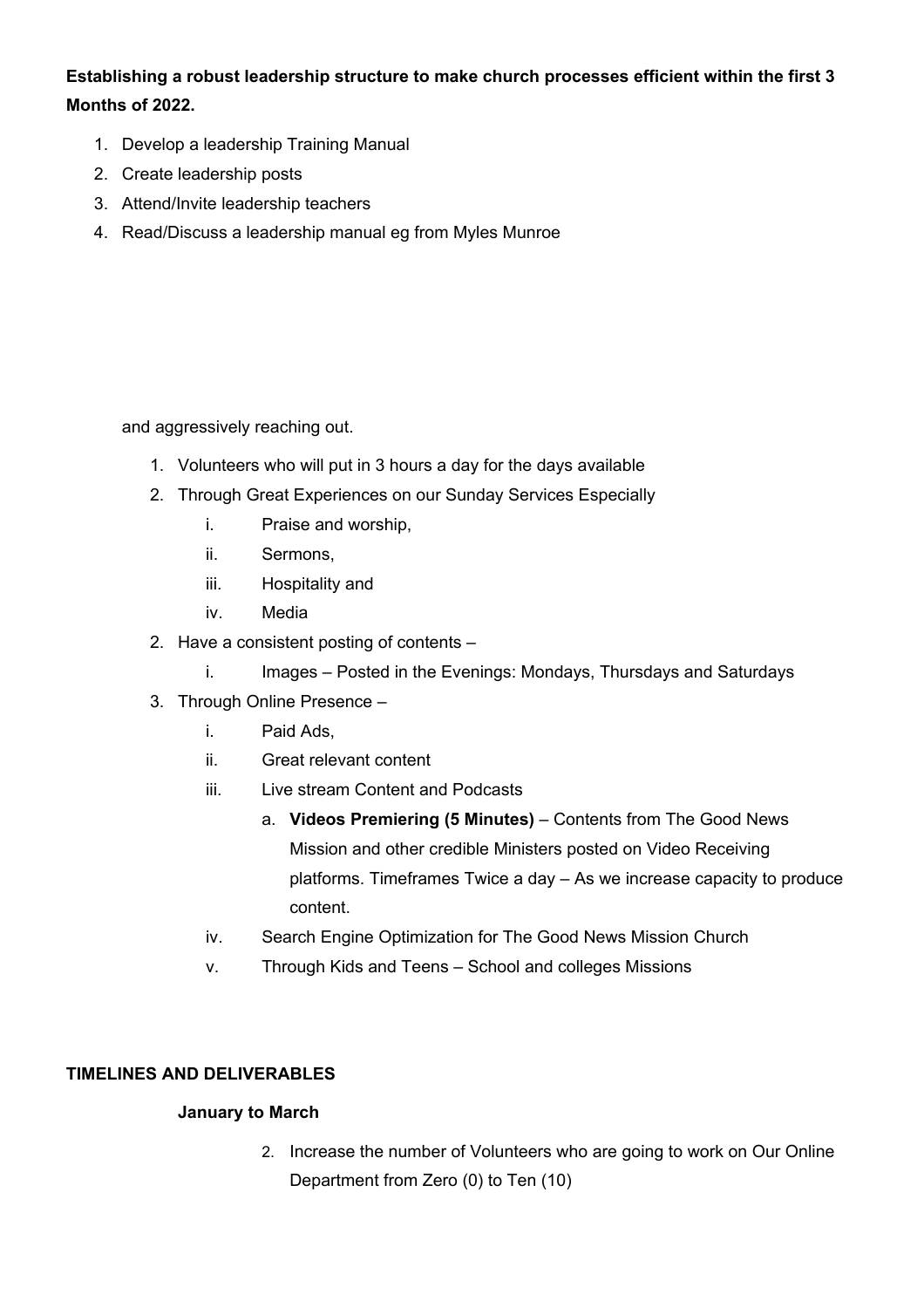**Establishing a robust leadership structure to make church processes efficient within the first 3 Months of 2022.**

1. Develop a leadership Training Manual
2. Create leadership posts
3. Attend/Invite leadership teachers
4. Read/Discuss a leadership manual eg from Myles Munroe

and aggressively reaching out.

1. Volunteers who will put in 3 hours a day for the days available
2. Through Great Experiences on our Sunday Services Especially
   i. Praise and worship,
   ii. Sermons,
   iii. Hospitality and
   iv. Media
2. Have a consistent posting of contents –
   i. Images – Posted in the Evenings: Mondays, Thursdays and Saturdays
3. Through Online Presence –
   i. Paid Ads,
   ii. Great relevant content
   iii. Live stream Content and Podcasts
      a. **Videos Premiering (5 Minutes)** – Contents from The Good News Mission and other credible Ministers posted on Video Receiving platforms. Timeframes Twice a day – As we increase capacity to produce content.
   iv. Search Engine Optimization for The Good News Mission Church
   v. Through Kids and Teens – School and colleges Missions

**TIMELINES AND DELIVERABLES**

**January to March**

2. Increase the number of Volunteers who are going to work on Our Online Department from Zero (0) to Ten (10)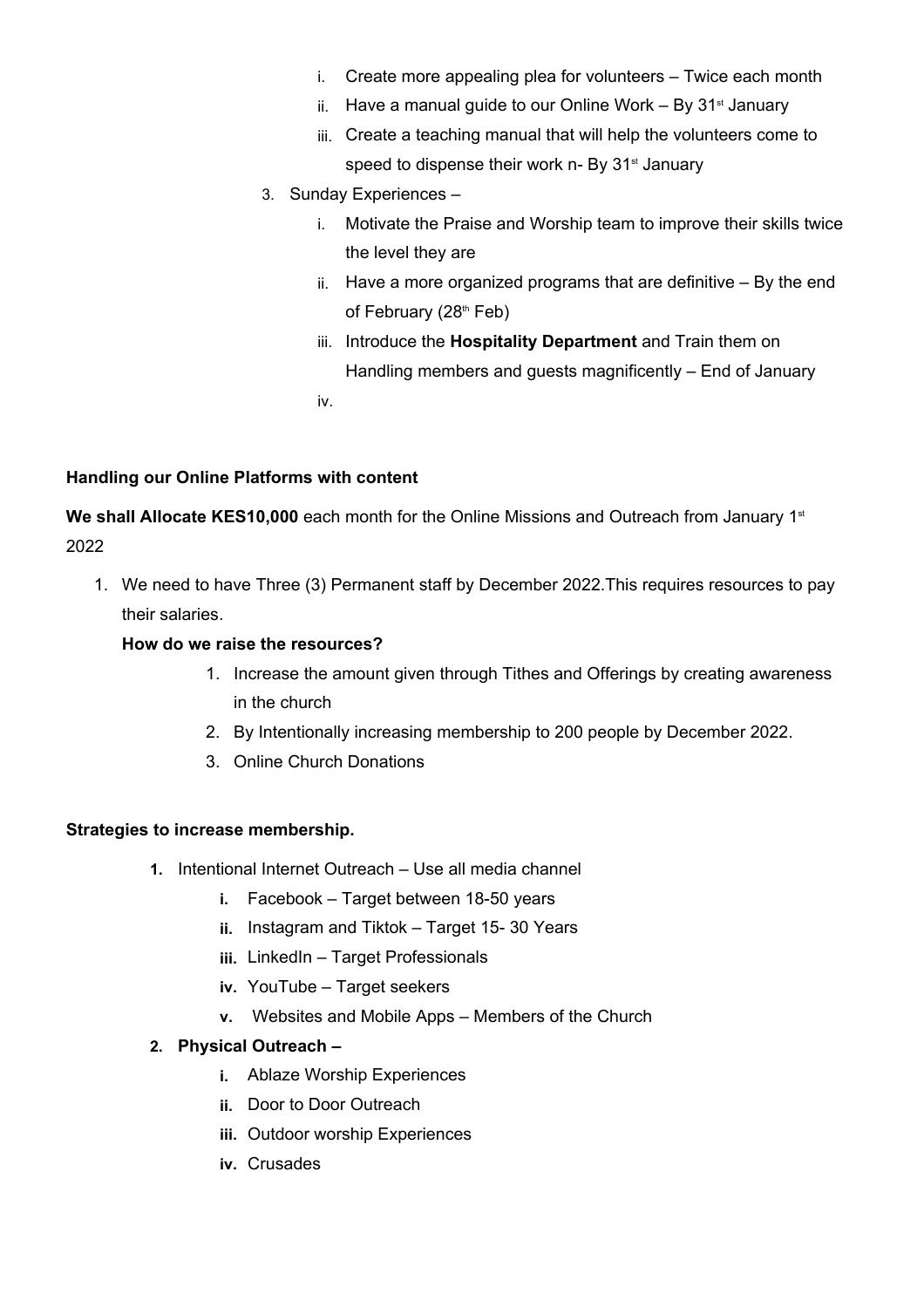i. Create more appealing plea for volunteers – Twice each month
   ii. Have a manual guide to our Online Work – By 31st January
   iii. Create a teaching manual that will help the volunteers come to speed to dispense their work n- By 31st January

3. Sunday Experiences –
   i. Motivate the Praise and Worship team to improve their skills twice the level they are
   ii. Have a more organized programs that are definitive – By the end of February (28th Feb)
   iii. Introduce the **Hospitality Department** and Train them on Handling members and guests magnificently – End of January
   iv.

**Handling our Online Platforms with content**

**We shall Allocate KES10,000** each month for the Online Missions and Outreach from January 1st 2022

1. We need to have Three (3) Permanent staff by December 2022.This requires resources to pay their salaries.

   **How do we raise the resources?**

   1. Increase the amount given through Tithes and Offerings by creating awareness in the church
   2. By Intentionally increasing membership to 200 people by December 2022.
   3. Online Church Donations

**Strategies to increase membership.**

1. Intentional Internet Outreach – Use all media channel
   i. Facebook – Target between 18-50 years
   ii. Instagram and Tiktok – Target 15- 30 Years
   iii. LinkedIn – Target Professionals
   iv. YouTube – Target seekers
   v. Websites and Mobile Apps – Members of the Church
2. **Physical Outreach –**
   i. Ablaze Worship Experiences
   ii. Door to Door Outreach
   iii. Outdoor worship Experiences
   iv. Crusades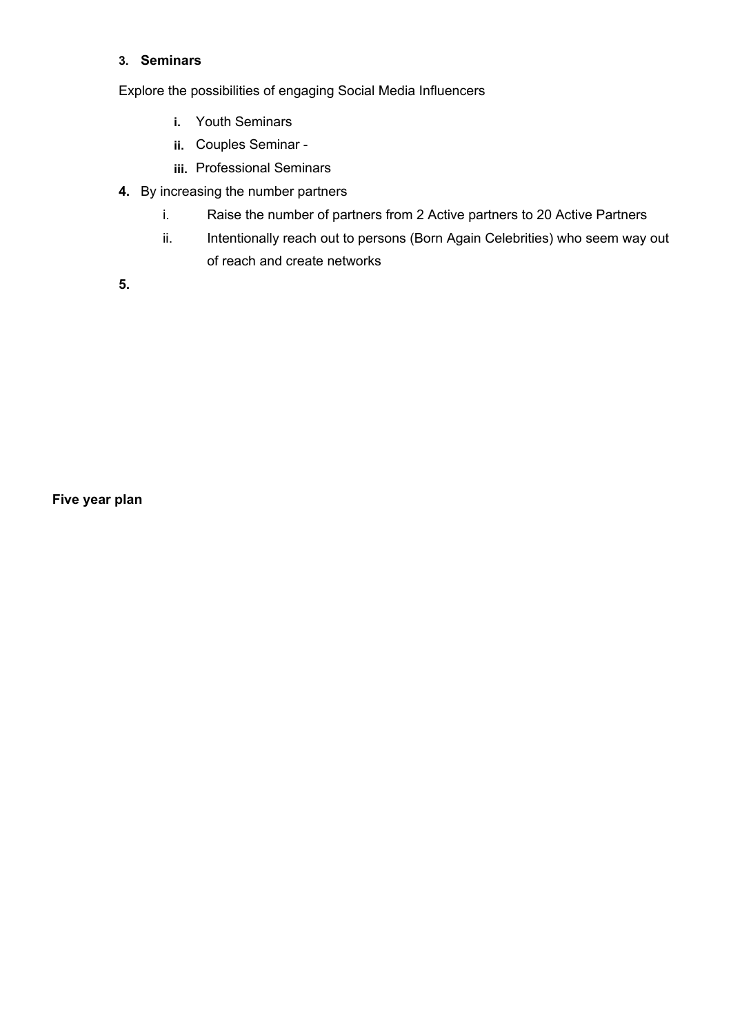3. **Seminars**

Explore the possibilities of engaging Social Media Influencers

   i. Youth Seminars
   ii. Couples Seminar -
   iii. Professional Seminars

4. By increasing the number partners
   i. Raise the number of partners from 2 Active partners to 20 Active Partners
   ii. Intentionally reach out to persons (Born Again Celebrities) who seem way out of reach and create networks

5.

**Five year plan**